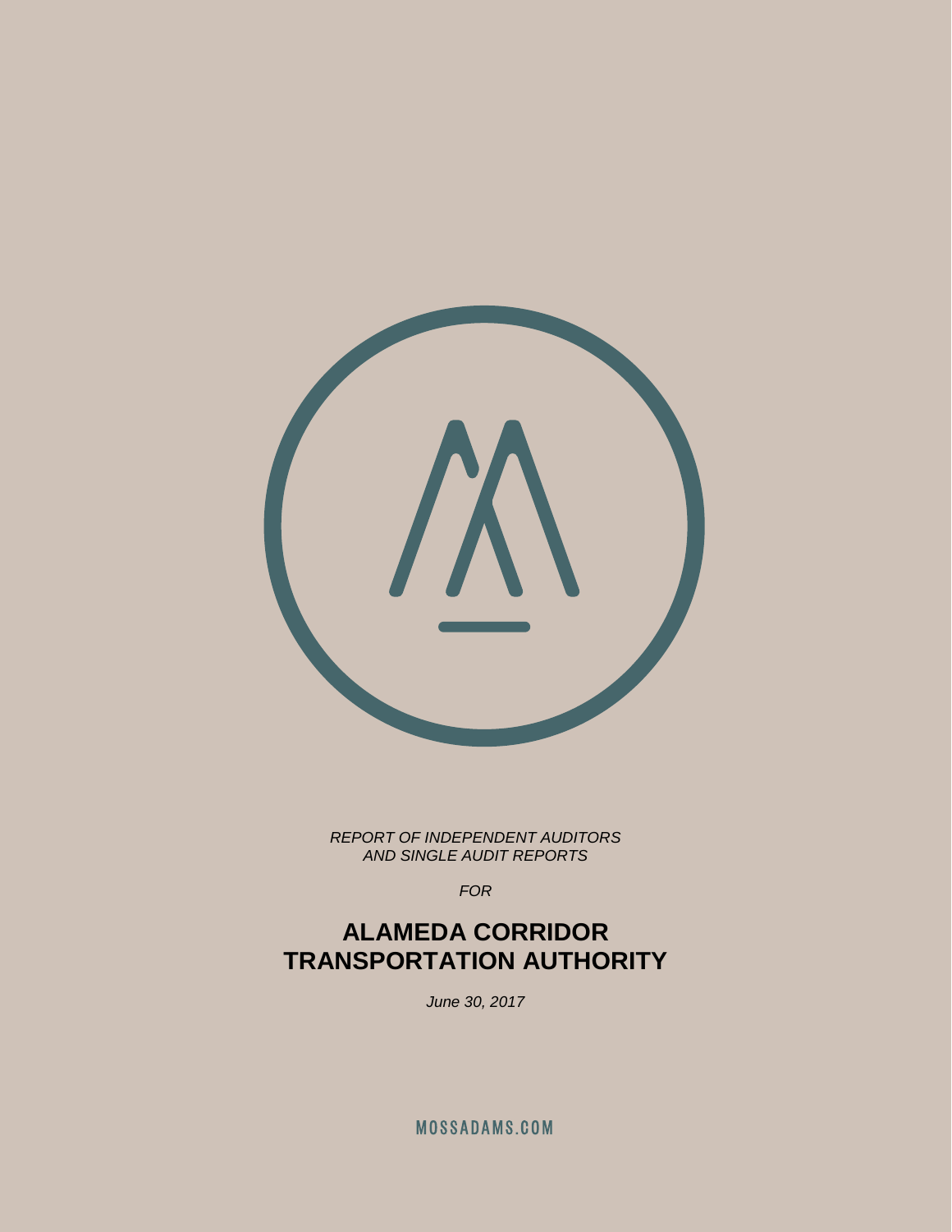*REPORT OF INDEPENDENT AUDITORS*
*AND SINGLE AUDIT REPORTS*

*FOR*

# ALAMEDA CORRIDOR TRANSPORTATION AUTHORITY

*June 30, 2017*

MOSSADAMS.COM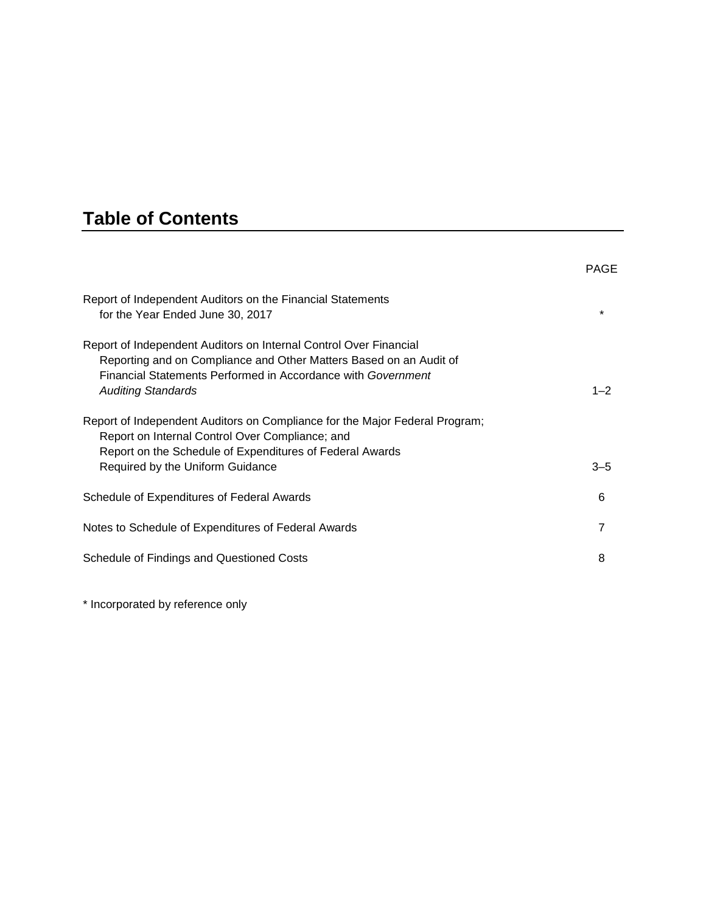# Table of Contents

| | PAGE |
|---|---|
| Report of Independent Auditors on the Financial Statements for the Year Ended June 30, 2017 | * |
| Report of Independent Auditors on Internal Control Over Financial Reporting and on Compliance and Other Matters Based on an Audit of Financial Statements Performed in Accordance with *Government Auditing Standards* | 1–2 |
| Report of Independent Auditors on Compliance for the Major Federal Program; Report on Internal Control Over Compliance; and Report on the Schedule of Expenditures of Federal Awards Required by the Uniform Guidance | 3–5 |
| Schedule of Expenditures of Federal Awards | 6 |
| Notes to Schedule of Expenditures of Federal Awards | 7 |
| Schedule of Findings and Questioned Costs | 8 |

* Incorporated by reference only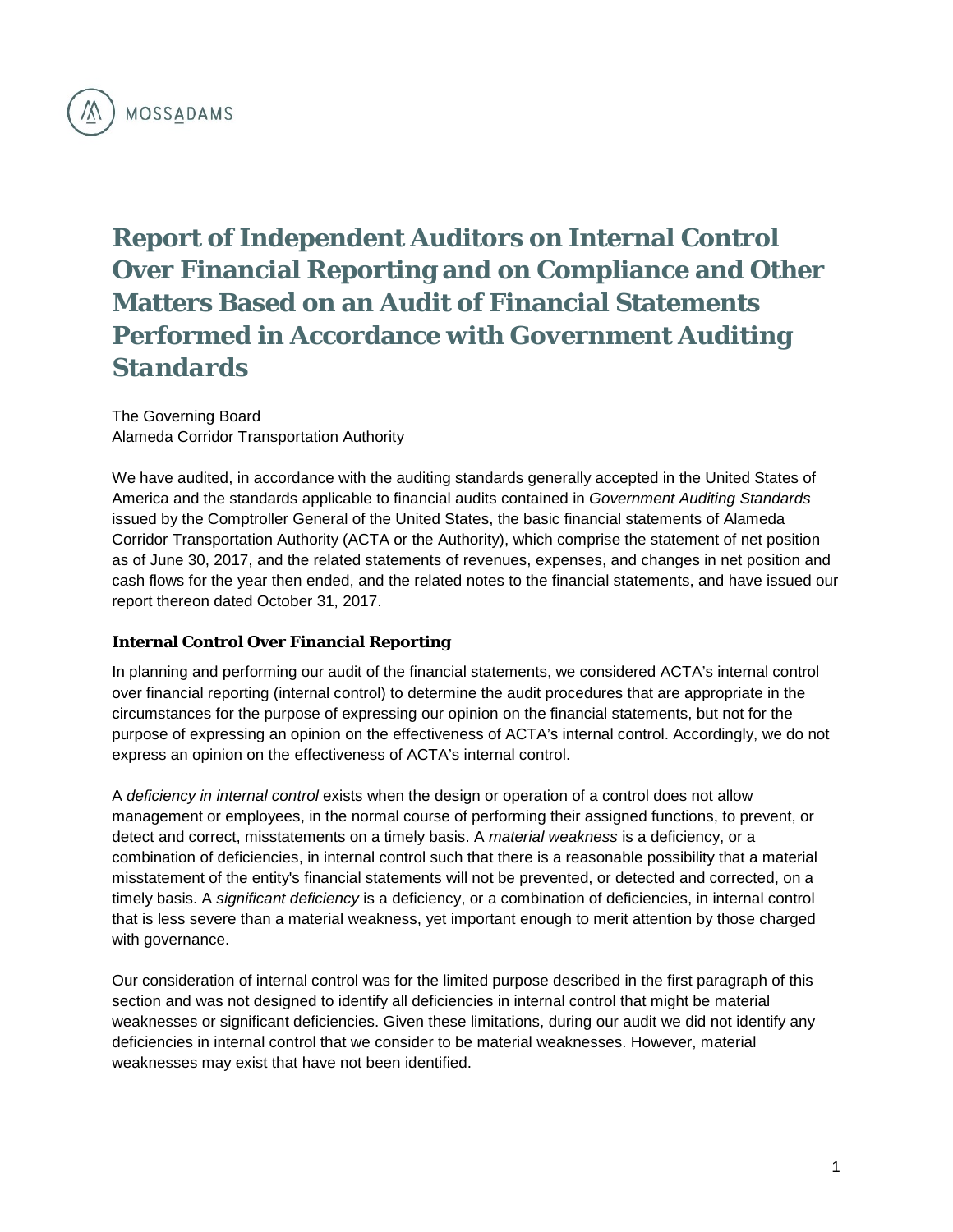MOSSADAMS

# Report of Independent Auditors on Internal Control Over Financial Reporting and on Compliance and Other Matters Based on an Audit of Financial Statements Performed in Accordance with *Government Auditing Standards*

The Governing Board
Alameda Corridor Transportation Authority

We have audited, in accordance with the auditing standards generally accepted in the United States of America and the standards applicable to financial audits contained in *Government Auditing Standards* issued by the Comptroller General of the United States, the basic financial statements of Alameda Corridor Transportation Authority (ACTA or the Authority), which comprise the statement of net position as of June 30, 2017, and the related statements of revenues, expenses, and changes in net position and cash flows for the year then ended, and the related notes to the financial statements, and have issued our report thereon dated October 31, 2017.

## Internal Control Over Financial Reporting

In planning and performing our audit of the financial statements, we considered ACTA's internal control over financial reporting (internal control) to determine the audit procedures that are appropriate in the circumstances for the purpose of expressing our opinion on the financial statements, but not for the purpose of expressing an opinion on the effectiveness of ACTA's internal control. Accordingly, we do not express an opinion on the effectiveness of ACTA's internal control.

A *deficiency in internal control* exists when the design or operation of a control does not allow management or employees, in the normal course of performing their assigned functions, to prevent, or detect and correct, misstatements on a timely basis. A *material weakness* is a deficiency, or a combination of deficiencies, in internal control such that there is a reasonable possibility that a material misstatement of the entity's financial statements will not be prevented, or detected and corrected, on a timely basis. A *significant deficiency* is a deficiency, or a combination of deficiencies, in internal control that is less severe than a material weakness, yet important enough to merit attention by those charged with governance.

Our consideration of internal control was for the limited purpose described in the first paragraph of this section and was not designed to identify all deficiencies in internal control that might be material weaknesses or significant deficiencies. Given these limitations, during our audit we did not identify any deficiencies in internal control that we consider to be material weaknesses. However, material weaknesses may exist that have not been identified.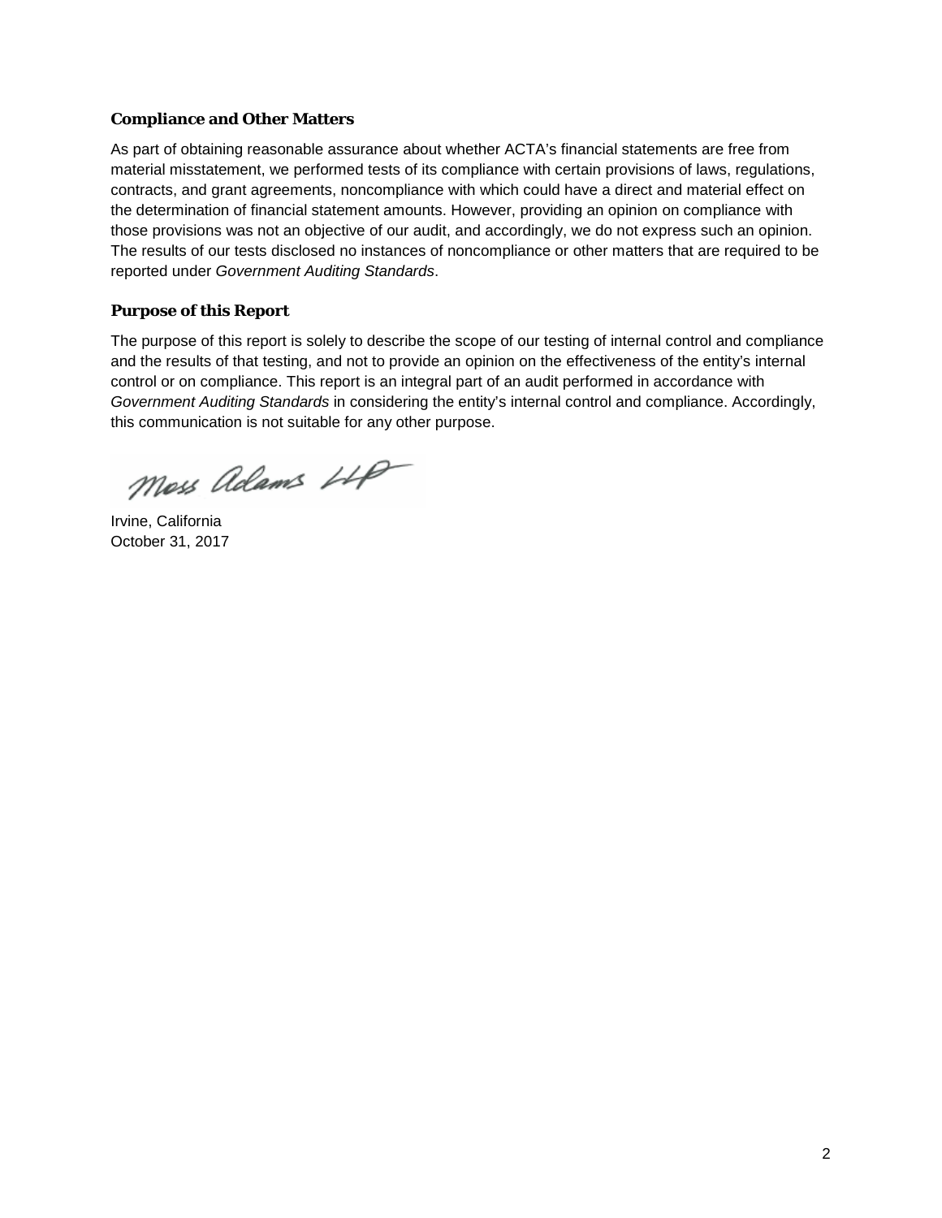### Compliance and Other Matters

As part of obtaining reasonable assurance about whether ACTA's financial statements are free from material misstatement, we performed tests of its compliance with certain provisions of laws, regulations, contracts, and grant agreements, noncompliance with which could have a direct and material effect on the determination of financial statement amounts. However, providing an opinion on compliance with those provisions was not an objective of our audit, and accordingly, we do not express such an opinion. The results of our tests disclosed no instances of noncompliance or other matters that are required to be reported under *Government Auditing Standards*.

### Purpose of this Report

The purpose of this report is solely to describe the scope of our testing of internal control and compliance and the results of that testing, and not to provide an opinion on the effectiveness of the entity's internal control or on compliance. This report is an integral part of an audit performed in accordance with *Government Auditing Standards* in considering the entity's internal control and compliance. Accordingly, this communication is not suitable for any other purpose.

Moss Adams LLP

Irvine, California
October 31, 2017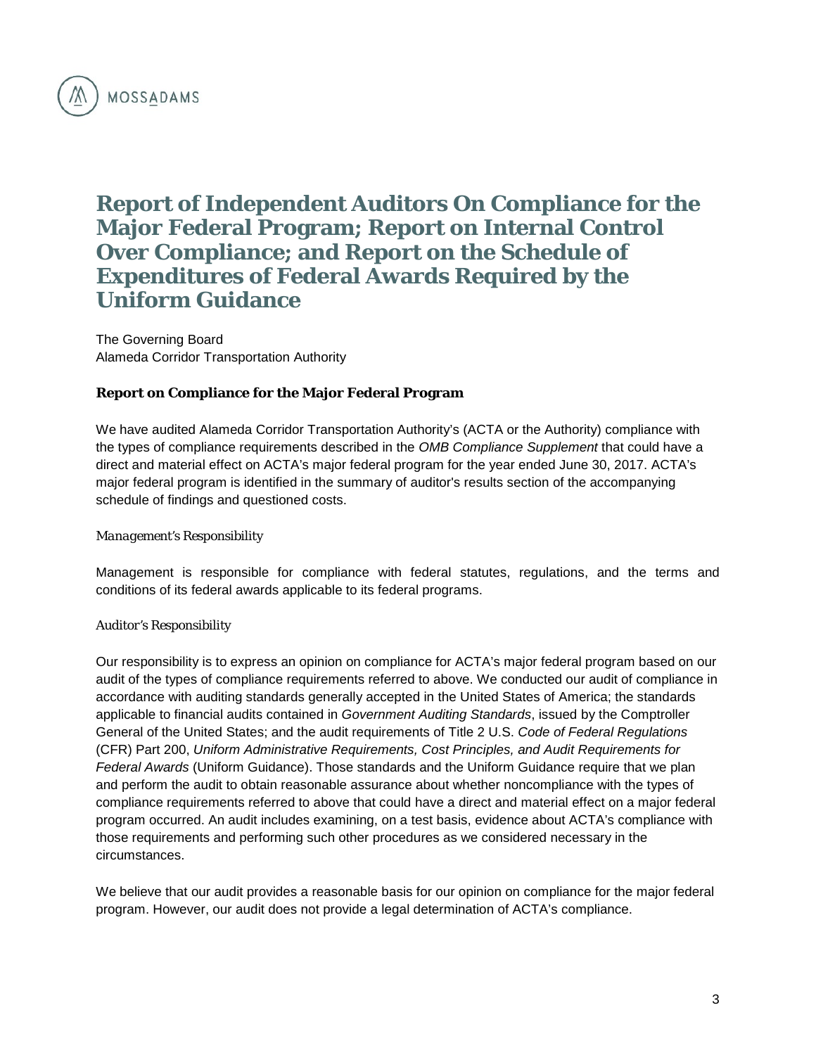MOSSADAMS

# Report of Independent Auditors On Compliance for the Major Federal Program; Report on Internal Control Over Compliance; and Report on the Schedule of Expenditures of Federal Awards Required by the Uniform Guidance

The Governing Board
Alameda Corridor Transportation Authority

### Report on Compliance for the Major Federal Program

We have audited Alameda Corridor Transportation Authority's (ACTA or the Authority) compliance with the types of compliance requirements described in the *OMB Compliance Supplement* that could have a direct and material effect on ACTA's major federal program for the year ended June 30, 2017. ACTA's major federal program is identified in the summary of auditor's results section of the accompanying schedule of findings and questioned costs.

*Management's Responsibility*

Management is responsible for compliance with federal statutes, regulations, and the terms and conditions of its federal awards applicable to its federal programs.

*Auditor's Responsibility*

Our responsibility is to express an opinion on compliance for ACTA's major federal program based on our audit of the types of compliance requirements referred to above. We conducted our audit of compliance in accordance with auditing standards generally accepted in the United States of America; the standards applicable to financial audits contained in *Government Auditing Standards*, issued by the Comptroller General of the United States; and the audit requirements of Title 2 U.S. *Code of Federal Regulations* (CFR) Part 200, *Uniform Administrative Requirements, Cost Principles, and Audit Requirements for Federal Awards* (Uniform Guidance). Those standards and the Uniform Guidance require that we plan and perform the audit to obtain reasonable assurance about whether noncompliance with the types of compliance requirements referred to above that could have a direct and material effect on a major federal program occurred. An audit includes examining, on a test basis, evidence about ACTA's compliance with those requirements and performing such other procedures as we considered necessary in the circumstances.

We believe that our audit provides a reasonable basis for our opinion on compliance for the major federal program. However, our audit does not provide a legal determination of ACTA's compliance.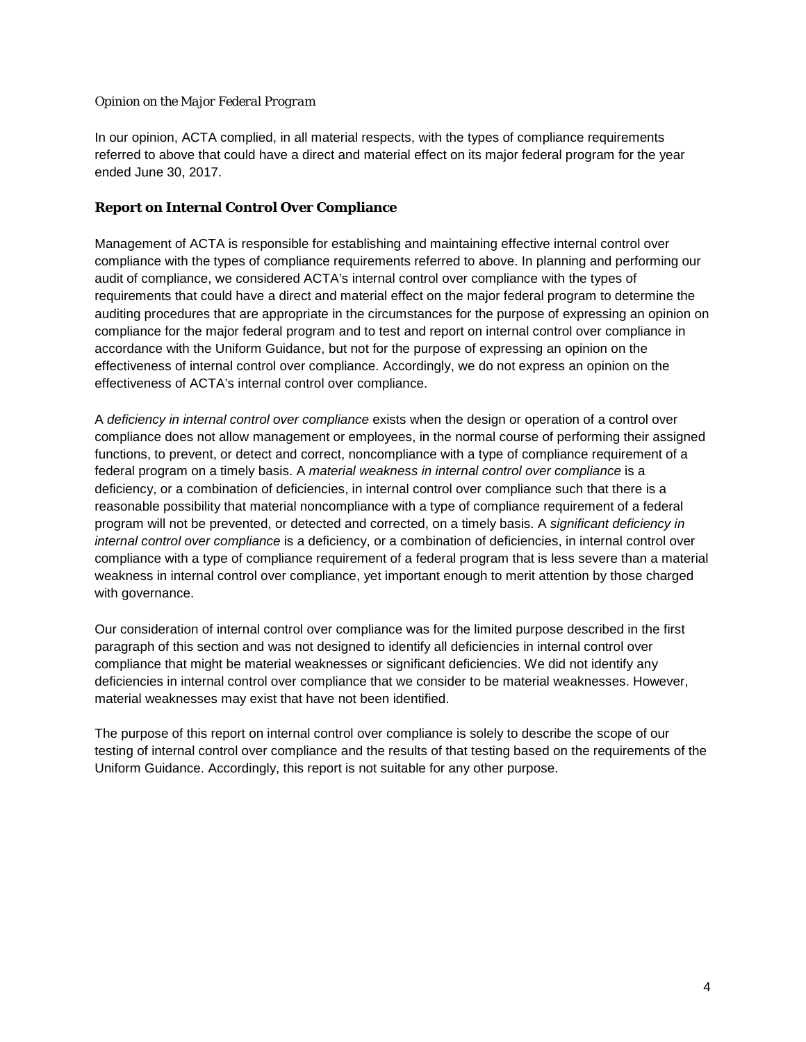*Opinion on the Major Federal Program*

In our opinion, ACTA complied, in all material respects, with the types of compliance requirements referred to above that could have a direct and material effect on its major federal program for the year ended June 30, 2017.

## Report on Internal Control Over Compliance

Management of ACTA is responsible for establishing and maintaining effective internal control over compliance with the types of compliance requirements referred to above. In planning and performing our audit of compliance, we considered ACTA's internal control over compliance with the types of requirements that could have a direct and material effect on the major federal program to determine the auditing procedures that are appropriate in the circumstances for the purpose of expressing an opinion on compliance for the major federal program and to test and report on internal control over compliance in accordance with the Uniform Guidance, but not for the purpose of expressing an opinion on the effectiveness of internal control over compliance. Accordingly, we do not express an opinion on the effectiveness of ACTA's internal control over compliance.

A *deficiency in internal control over compliance* exists when the design or operation of a control over compliance does not allow management or employees, in the normal course of performing their assigned functions, to prevent, or detect and correct, noncompliance with a type of compliance requirement of a federal program on a timely basis. A *material weakness in internal control over compliance* is a deficiency, or a combination of deficiencies, in internal control over compliance such that there is a reasonable possibility that material noncompliance with a type of compliance requirement of a federal program will not be prevented, or detected and corrected, on a timely basis. A *significant deficiency in internal control over compliance* is a deficiency, or a combination of deficiencies, in internal control over compliance with a type of compliance requirement of a federal program that is less severe than a material weakness in internal control over compliance, yet important enough to merit attention by those charged with governance.

Our consideration of internal control over compliance was for the limited purpose described in the first paragraph of this section and was not designed to identify all deficiencies in internal control over compliance that might be material weaknesses or significant deficiencies. We did not identify any deficiencies in internal control over compliance that we consider to be material weaknesses. However, material weaknesses may exist that have not been identified.

The purpose of this report on internal control over compliance is solely to describe the scope of our testing of internal control over compliance and the results of that testing based on the requirements of the Uniform Guidance. Accordingly, this report is not suitable for any other purpose.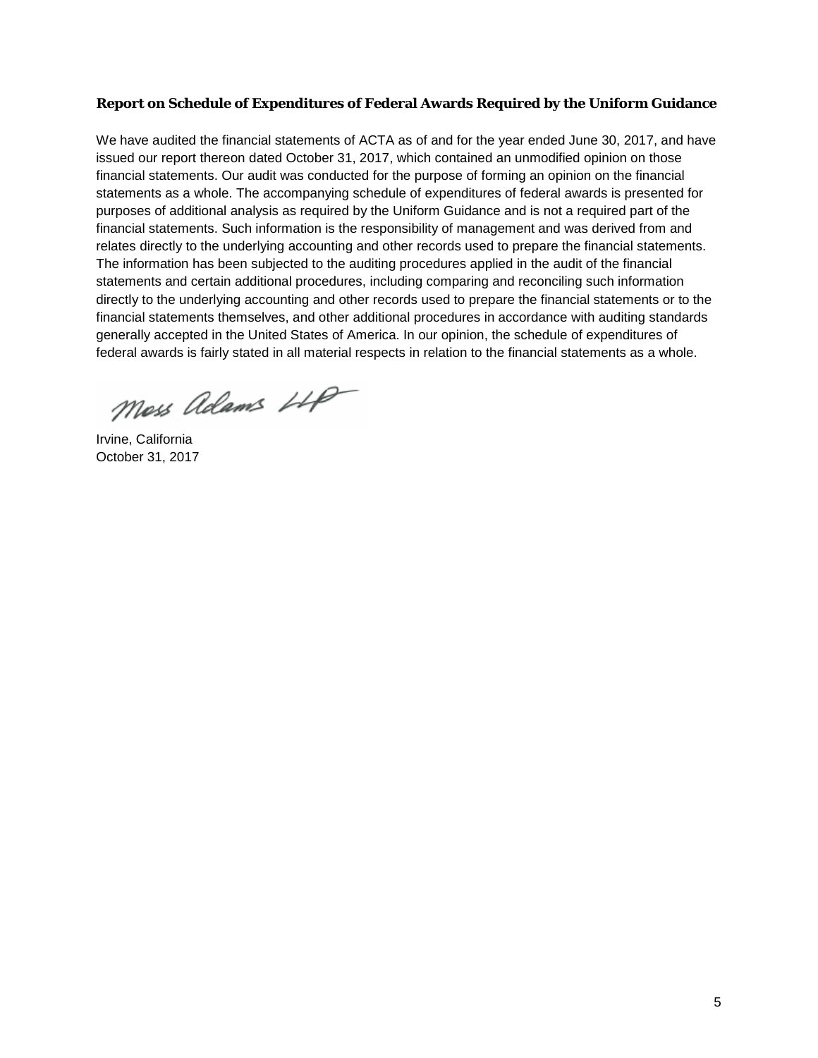### Report on Schedule of Expenditures of Federal Awards Required by the Uniform Guidance

We have audited the financial statements of ACTA as of and for the year ended June 30, 2017, and have issued our report thereon dated October 31, 2017, which contained an unmodified opinion on those financial statements. Our audit was conducted for the purpose of forming an opinion on the financial statements as a whole. The accompanying schedule of expenditures of federal awards is presented for purposes of additional analysis as required by the Uniform Guidance and is not a required part of the financial statements. Such information is the responsibility of management and was derived from and relates directly to the underlying accounting and other records used to prepare the financial statements. The information has been subjected to the auditing procedures applied in the audit of the financial statements and certain additional procedures, including comparing and reconciling such information directly to the underlying accounting and other records used to prepare the financial statements or to the financial statements themselves, and other additional procedures in accordance with auditing standards generally accepted in the United States of America. In our opinion, the schedule of expenditures of federal awards is fairly stated in all material respects in relation to the financial statements as a whole.

Moss Adams LLP

Irvine, California
October 31, 2017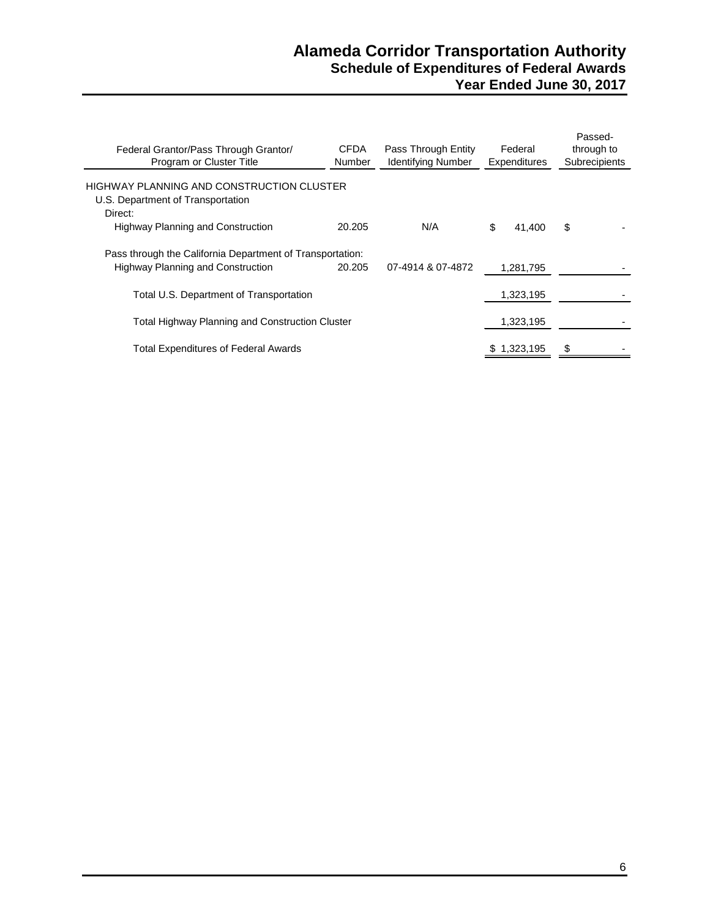# Alameda Corridor Transportation Authority
## Schedule of Expenditures of Federal Awards
## Year Ended June 30, 2017

| Federal Grantor/Pass Through Grantor/ Program or Cluster Title | CFDA Number | Pass Through Entity Identifying Number | Federal Expenditures | Passed-through to Subrecipients |
|---|---|---|---|---|
| HIGHWAY PLANNING AND CONSTRUCTION CLUSTER | | | | |
| U.S. Department of Transportation | | | | |
| Direct: | | | | |
| Highway Planning and Construction | 20.205 | N/A | $ 41,400 | $ - |
| Pass through the California Department of Transportation: | | | | |
| Highway Planning and Construction | 20.205 | 07-4914 & 07-4872 | 1,281,795 | - |
| Total U.S. Department of Transportation | | | 1,323,195 | - |
| Total Highway Planning and Construction Cluster | | | 1,323,195 | - |
| Total Expenditures of Federal Awards | | | $ 1,323,195 | $ - |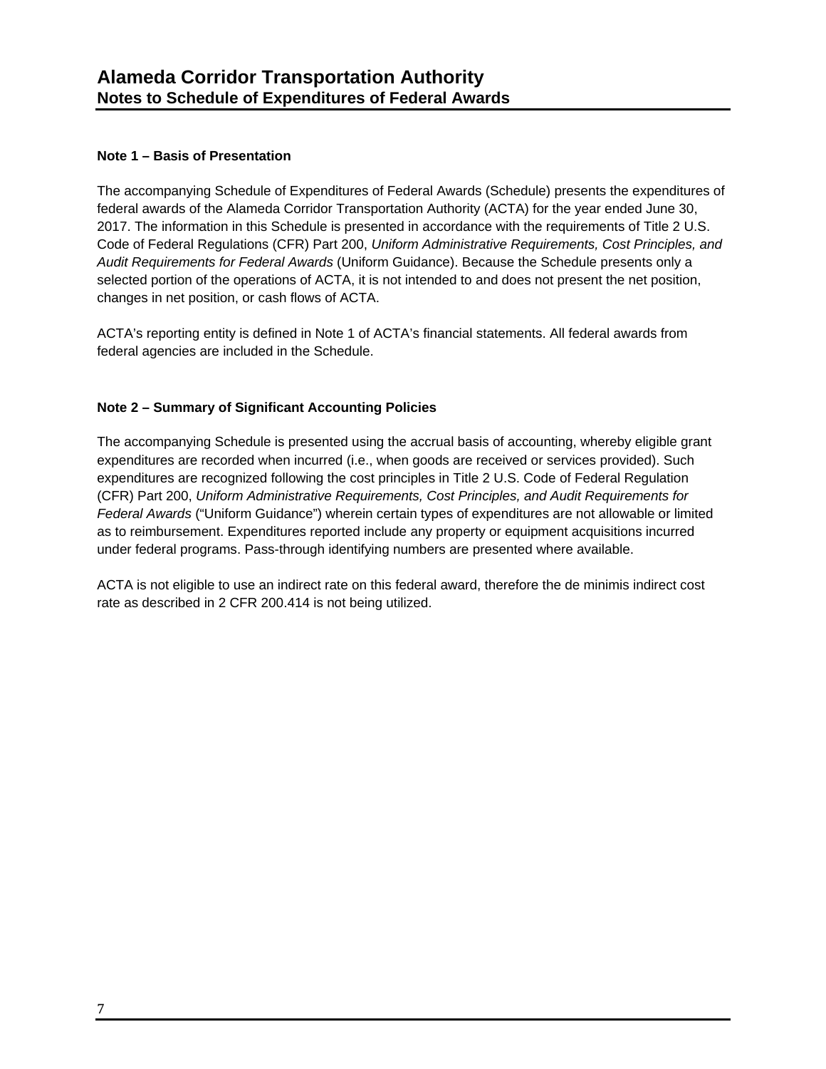# Alameda Corridor Transportation Authority
## Notes to Schedule of Expenditures of Federal Awards

### Note 1 – Basis of Presentation

The accompanying Schedule of Expenditures of Federal Awards (Schedule) presents the expenditures of federal awards of the Alameda Corridor Transportation Authority (ACTA) for the year ended June 30, 2017. The information in this Schedule is presented in accordance with the requirements of Title 2 U.S. Code of Federal Regulations (CFR) Part 200, *Uniform Administrative Requirements, Cost Principles, and Audit Requirements for Federal Awards* (Uniform Guidance). Because the Schedule presents only a selected portion of the operations of ACTA, it is not intended to and does not present the net position, changes in net position, or cash flows of ACTA.

ACTA's reporting entity is defined in Note 1 of ACTA's financial statements. All federal awards from federal agencies are included in the Schedule.

### Note 2 – Summary of Significant Accounting Policies

The accompanying Schedule is presented using the accrual basis of accounting, whereby eligible grant expenditures are recorded when incurred (i.e., when goods are received or services provided). Such expenditures are recognized following the cost principles in Title 2 U.S. Code of Federal Regulation (CFR) Part 200, *Uniform Administrative Requirements, Cost Principles, and Audit Requirements for Federal Awards* ("Uniform Guidance") wherein certain types of expenditures are not allowable or limited as to reimbursement. Expenditures reported include any property or equipment acquisitions incurred under federal programs. Pass-through identifying numbers are presented where available.

ACTA is not eligible to use an indirect rate on this federal award, therefore the de minimis indirect cost rate as described in 2 CFR 200.414 is not being utilized.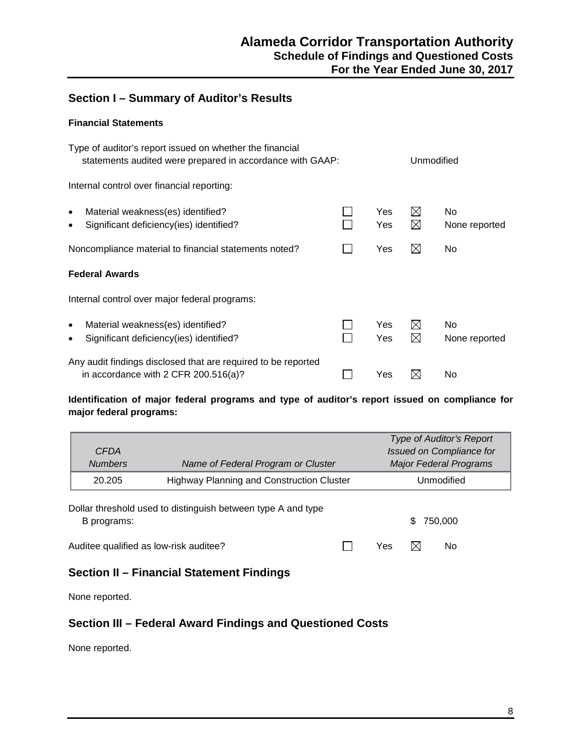# Alameda Corridor Transportation Authority
## Schedule of Findings and Questioned Costs
## For the Year Ended June 30, 2017

## Section I – Summary of Auditor's Results

### Financial Statements

Type of auditor's report issued on whether the financial statements audited were prepared in accordance with GAAP: Unmodified

Internal control over financial reporting:

- Material weakness(es) identified? ☐ Yes ☒ No
- Significant deficiency(ies) identified? ☐ Yes ☒ None reported

Noncompliance material to financial statements noted? ☐ Yes ☒ No

### Federal Awards

Internal control over major federal programs:

- Material weakness(es) identified? ☐ Yes ☒ No
- Significant deficiency(ies) identified? ☐ Yes ☒ None reported

Any audit findings disclosed that are required to be reported in accordance with 2 CFR 200.516(a)? ☐ Yes ☒ No

**Identification of major federal programs and type of auditor's report issued on compliance for major federal programs:**

| *CFDA Numbers* | *Name of Federal Program or Cluster* | *Type of Auditor's Report Issued on Compliance for Major Federal Programs* |
|---|---|---|
| 20.205 | Highway Planning and Construction Cluster | Unmodified |

Dollar threshold used to distinguish between type A and type B programs: $ 750,000

Auditee qualified as low-risk auditee? ☐ Yes ☒ No

## Section II – Financial Statement Findings

None reported.

## Section III – Federal Award Findings and Questioned Costs

None reported.